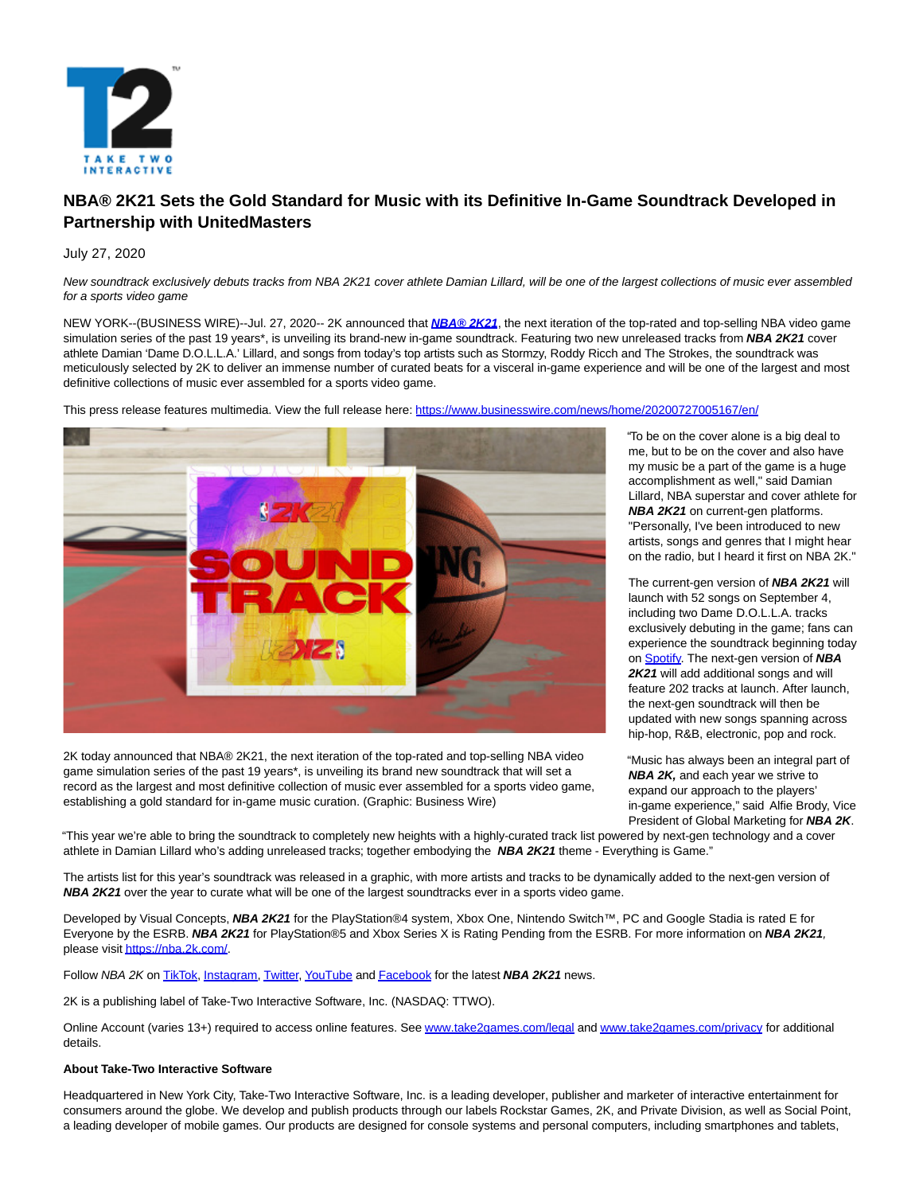# NBA® 2K21 Sets the Gold Standard for Music with its Definitive In-Game Soundtrack Developed in Partnership with UnitedMasters

July 27, 2020

*New soundtrack exclusively debuts tracks from NBA 2K21 cover athlete Damian Lillard, will be one of the largest collections of music ever assembled for a sports video game*

NEW YORK--(BUSINESS WIRE)--Jul. 27, 2020-- 2K announced that ***NBA® 2K21***, the next iteration of the top-rated and top-selling NBA video game simulation series of the past 19 years*, is unveiling its brand-new in-game soundtrack. Featuring two new unreleased tracks from ***NBA 2K21*** cover athlete Damian 'Dame D.O.L.L.A.' Lillard, and songs from today's top artists such as Stormzy, Roddy Ricch and The Strokes, the soundtrack was meticulously selected by 2K to deliver an immense number of curated beats for a visceral in-game experience and will be one of the largest and most definitive collections of music ever assembled for a sports video game.

This press release features multimedia. View the full release here: https://www.businesswire.com/news/home/20200727005167/en/

2K today announced that NBA® 2K21, the next iteration of the top-rated and top-selling NBA video game simulation series of the past 19 years*, is unveiling its brand new soundtrack that will set a record as the largest and most definitive collection of music ever assembled for a sports video game, establishing a gold standard for in-game music curation. (Graphic: Business Wire)

"To be on the cover alone is a big deal to me, but to be on the cover and also have my music be a part of the game is a huge accomplishment as well," said Damian Lillard, NBA superstar and cover athlete for ***NBA 2K21*** on current-gen platforms. "Personally, I've been introduced to new artists, songs and genres that I might hear on the radio, but I heard it first on NBA 2K."

The current-gen version of ***NBA 2K21*** will launch with 52 songs on September 4, including two Dame D.O.L.L.A. tracks exclusively debuting in the game; fans can experience the soundtrack beginning today on Spotify. The next-gen version of ***NBA 2K21*** will add additional songs and will feature 202 tracks at launch. After launch, the next-gen soundtrack will then be updated with new songs spanning across hip-hop, R&B, electronic, pop and rock.

"Music has always been an integral part of ***NBA 2K,*** and each year we strive to expand our approach to the players' in-game experience," said Alfie Brody, Vice President of Global Marketing for ***NBA 2K***. "This year we're able to bring the soundtrack to completely new heights with a highly-curated track list powered by next-gen technology and a cover athlete in Damian Lillard who's adding unreleased tracks; together embodying the ***NBA 2K21*** theme - Everything is Game."

The artists list for this year's soundtrack was released in a graphic, with more artists and tracks to be dynamically added to the next-gen version of ***NBA 2K21*** over the year to curate what will be one of the largest soundtracks ever in a sports video game.

Developed by Visual Concepts, ***NBA 2K21*** for the PlayStation®4 system, Xbox One, Nintendo Switch™, PC and Google Stadia is rated E for Everyone by the ESRB. ***NBA 2K21*** for PlayStation®5 and Xbox Series X is Rating Pending from the ESRB. For more information on ***NBA 2K21***, please visit https://nba.2k.com/.

Follow *NBA 2K* on TikTok, Instagram, Twitter, YouTube and Facebook for the latest ***NBA 2K21*** news.

2K is a publishing label of Take-Two Interactive Software, Inc. (NASDAQ: TTWO).

Online Account (varies 13+) required to access online features. See www.take2games.com/legal and www.take2games.com/privacy for additional details.

**About Take-Two Interactive Software**

Headquartered in New York City, Take-Two Interactive Software, Inc. is a leading developer, publisher and marketer of interactive entertainment for consumers around the globe. We develop and publish products through our labels Rockstar Games, 2K, and Private Division, as well as Social Point, a leading developer of mobile games. Our products are designed for console systems and personal computers, including smartphones and tablets,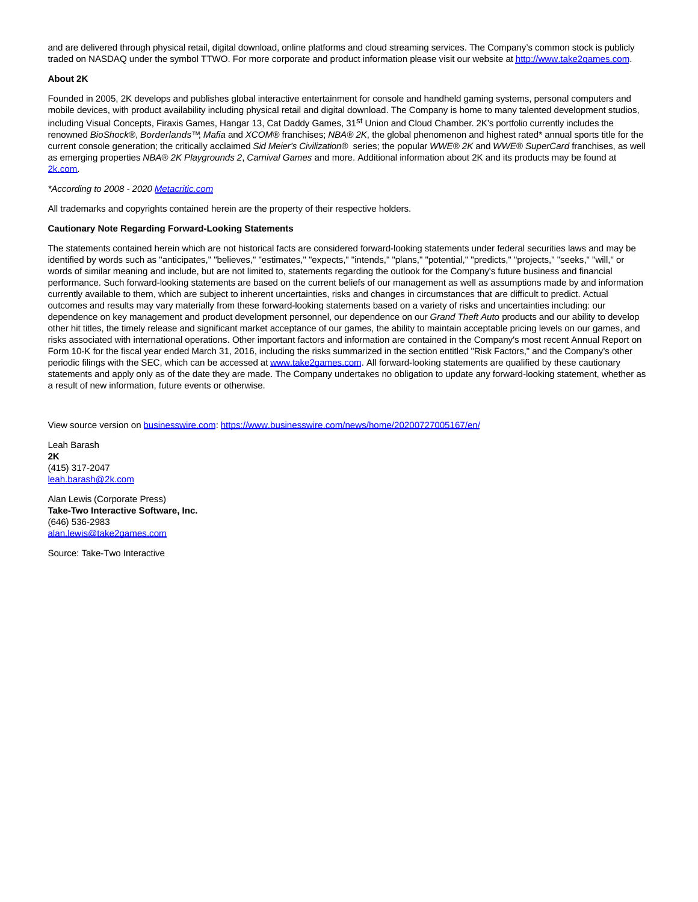and are delivered through physical retail, digital download, online platforms and cloud streaming services. The Company's common stock is publicly traded on NASDAQ under the symbol TTWO. For more corporate and product information please visit our website at http://www.take2games.com.

**About 2K**

Founded in 2005, 2K develops and publishes global interactive entertainment for console and handheld gaming systems, personal computers and mobile devices, with product availability including physical retail and digital download. The Company is home to many talented development studios, including Visual Concepts, Firaxis Games, Hangar 13, Cat Daddy Games, 31st Union and Cloud Chamber. 2K's portfolio currently includes the renowned *BioShock*®, *Borderlands*™, *Mafia* and *XCOM*® franchises; *NBA® 2K*, the global phenomenon and highest rated* annual sports title for the current console generation; the critically acclaimed *Sid Meier's Civilization*® series; the popular *WWE® 2K* and *WWE® SuperCard* franchises, as well as emerging properties *NBA® 2K Playgrounds 2*, *Carnival Games* and more. Additional information about 2K and its products may be found at 2k.com.

**According to 2008 - 2020 Metacritic.com*

All trademarks and copyrights contained herein are the property of their respective holders.

**Cautionary Note Regarding Forward-Looking Statements**

The statements contained herein which are not historical facts are considered forward-looking statements under federal securities laws and may be identified by words such as "anticipates," "believes," "estimates," "expects," "intends," "plans," "potential," "predicts," "projects," "seeks," "will," or words of similar meaning and include, but are not limited to, statements regarding the outlook for the Company's future business and financial performance. Such forward-looking statements are based on the current beliefs of our management as well as assumptions made by and information currently available to them, which are subject to inherent uncertainties, risks and changes in circumstances that are difficult to predict. Actual outcomes and results may vary materially from these forward-looking statements based on a variety of risks and uncertainties including: our dependence on key management and product development personnel, our dependence on our *Grand Theft Auto* products and our ability to develop other hit titles, the timely release and significant market acceptance of our games, the ability to maintain acceptable pricing levels on our games, and risks associated with international operations. Other important factors and information are contained in the Company's most recent Annual Report on Form 10-K for the fiscal year ended March 31, 2016, including the risks summarized in the section entitled "Risk Factors," and the Company's other periodic filings with the SEC, which can be accessed at www.take2games.com. All forward-looking statements are qualified by these cautionary statements and apply only as of the date they are made. The Company undertakes no obligation to update any forward-looking statement, whether as a result of new information, future events or otherwise.

View source version on businesswire.com: https://www.businesswire.com/news/home/20200727005167/en/

Leah Barash
**2K**
(415) 317-2047
leah.barash@2k.com

Alan Lewis (Corporate Press)
**Take-Two Interactive Software, Inc.**
(646) 536-2983
alan.lewis@take2games.com

Source: Take-Two Interactive